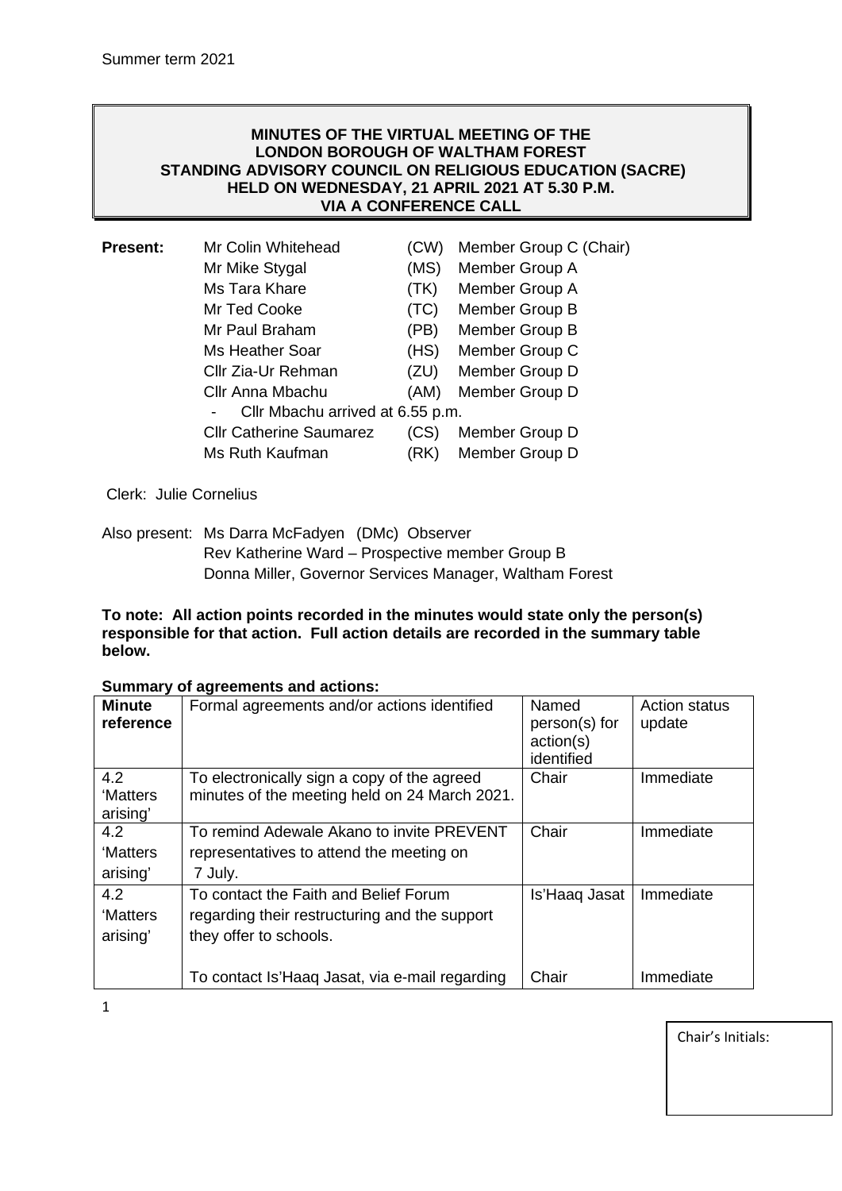Summer term 2021

**MINUTES OF THE VIRTUAL MEETING OF THE LONDON BOROUGH OF WALTHAM FOREST STANDING ADVISORY COUNCIL ON RELIGIOUS EDUCATION (SACRE) HELD ON WEDNESDAY, 21 APRIL 2021 AT 5.30 P.M. VIA A CONFERENCE CALL**

**Present:**

| | | |
|---|---|---|
| Mr Colin Whitehead | (CW) | Member Group C (Chair) |
| Mr Mike Stygal | (MS) | Member Group A |
| Ms Tara Khare | (TK) | Member Group A |
| Mr Ted Cooke | (TC) | Member Group B |
| Mr Paul Braham | (PB) | Member Group B |
| Ms Heather Soar | (HS) | Member Group C |
| Cllr Zia-Ur Rehman | (ZU) | Member Group D |
| Cllr Anna Mbachu | (AM) | Member Group D |
| - Cllr Mbachu arrived at 6.55 p.m. | | |
| Cllr Catherine Saumarez | (CS) | Member Group D |
| Ms Ruth Kaufman | (RK) | Member Group D |

Clerk: Julie Cornelius

Also present: Ms Darra McFadyen (DMc) Observer
Rev Katherine Ward – Prospective member Group B
Donna Miller, Governor Services Manager, Waltham Forest

**To note: All action points recorded in the minutes would state only the person(s) responsible for that action. Full action details are recorded in the summary table below.**

**Summary of agreements and actions:**

| Minute reference | Formal agreements and/or actions identified | Named person(s) for action(s) identified | Action status update |
|---|---|---|---|
| 4.2 'Matters arising' | To electronically sign a copy of the agreed minutes of the meeting held on 24 March 2021. | Chair | Immediate |
| 4.2 'Matters arising' | To remind Adewale Akano to invite PREVENT representatives to attend the meeting on 7 July. | Chair | Immediate |
| 4.2 'Matters arising' | To contact the Faith and Belief Forum regarding their restructuring and the support they offer to schools. | Is'Haaq Jasat | Immediate |
| | To contact Is'Haaq Jasat, via e-mail regarding | Chair | Immediate |

Chair's Initials: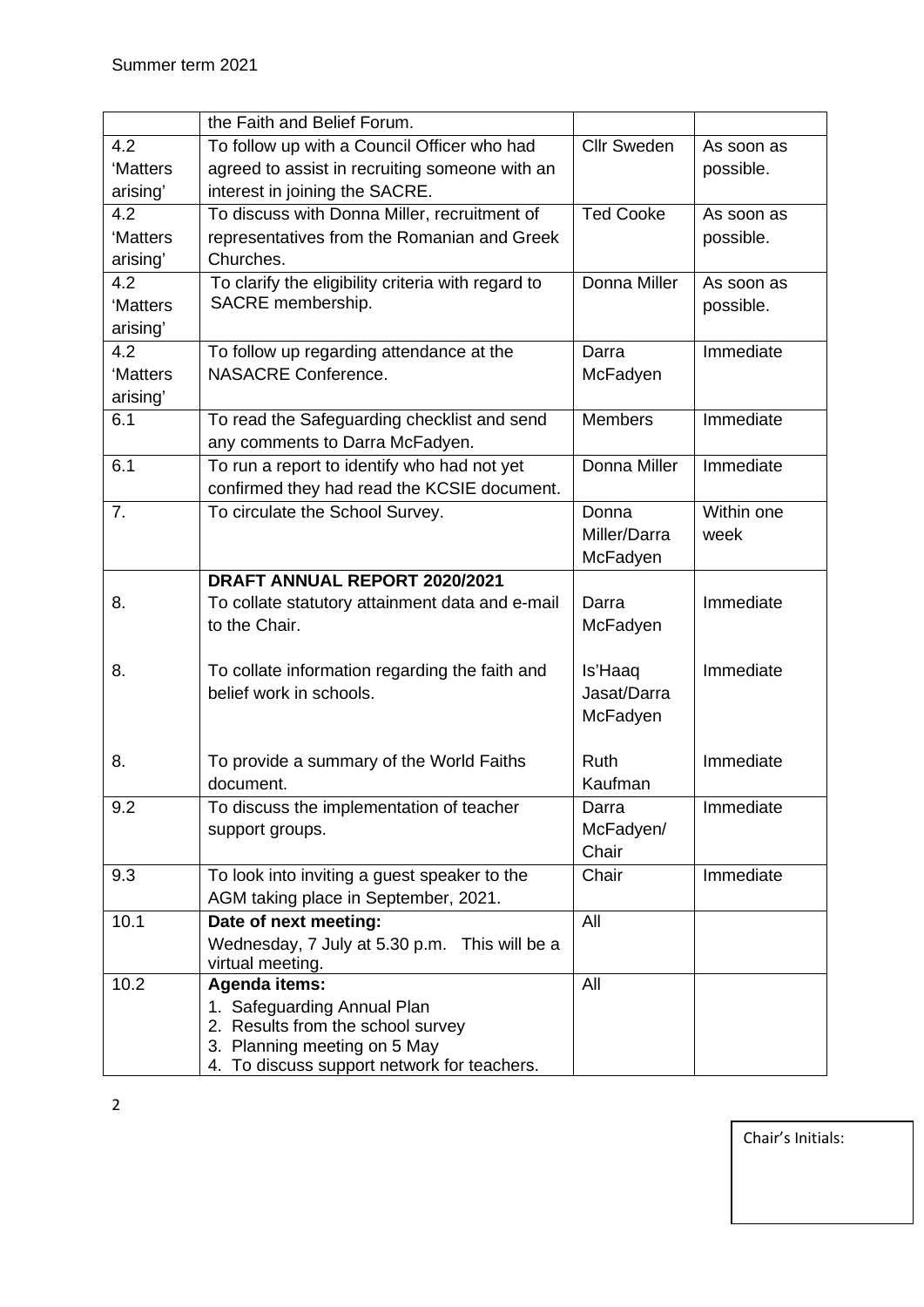Summer term 2021

| | | | |
|---|---|---|---|
| | the Faith and Belief Forum. | | |
| 4.2 'Matters arising' | To follow up with a Council Officer who had agreed to assist in recruiting someone with an interest in joining the SACRE. | Cllr Sweden | As soon as possible. |
| 4.2 'Matters arising' | To discuss with Donna Miller, recruitment of representatives from the Romanian and Greek Churches. | Ted Cooke | As soon as possible. |
| 4.2 'Matters arising' | To clarify the eligibility criteria with regard to SACRE membership. | Donna Miller | As soon as possible. |
| 4.2 'Matters arising' | To follow up regarding attendance at the NASACRE Conference. | Darra McFadyen | Immediate |
| 6.1 | To read the Safeguarding checklist and send any comments to Darra McFadyen. | Members | Immediate |
| 6.1 | To run a report to identify who had not yet confirmed they had read the KCSIE document. | Donna Miller | Immediate |
| 7. | To circulate the School Survey. | Donna Miller/Darra McFadyen | Within one week |
| | **DRAFT ANNUAL REPORT 2020/2021** | | |
| 8. | To collate statutory attainment data and e-mail to the Chair. | Darra McFadyen | Immediate |
| 8. | To collate information regarding the faith and belief work in schools. | Is'Haaq Jasat/Darra McFadyen | Immediate |
| 8. | To provide a summary of the World Faiths document. | Ruth Kaufman | Immediate |
| 9.2 | To discuss the implementation of teacher support groups. | Darra McFadyen/ Chair | Immediate |
| 9.3 | To look into inviting a guest speaker to the AGM taking place in September, 2021. | Chair | Immediate |
| 10.1 | **Date of next meeting:** Wednesday, 7 July at 5.30 p.m. This will be a virtual meeting. | All | |
| 10.2 | **Agenda items:** 1. Safeguarding Annual Plan 2. Results from the school survey 3. Planning meeting on 5 May 4. To discuss support network for teachers. | All | |

Chair's Initials: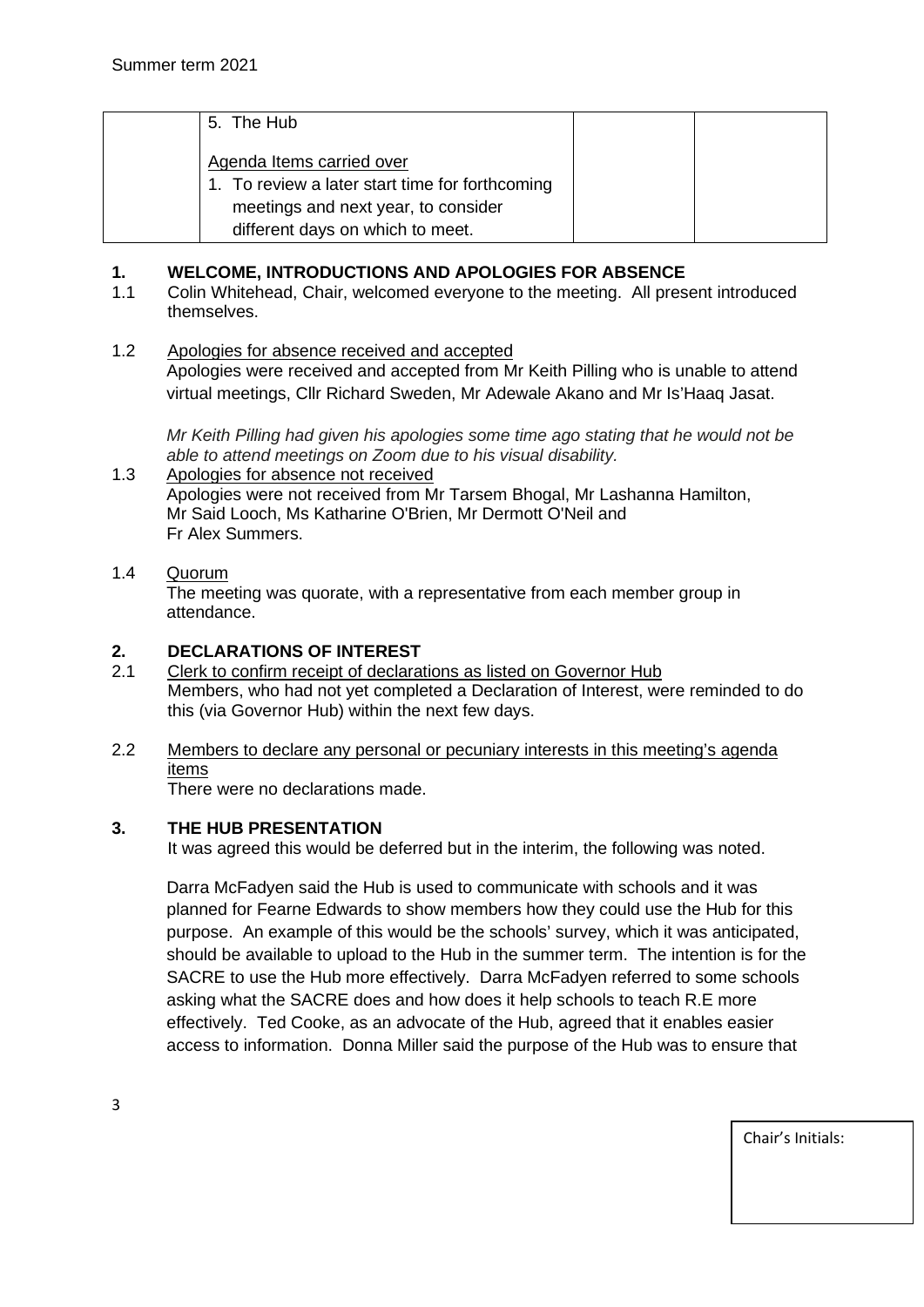| | 5. The Hub<br><br>Agenda Items carried over<br>1. To review a later start time for forthcoming meetings and next year, to consider different days on which to meet. | | |
|---|---|---|---|

## 1. WELCOME, INTRODUCTIONS AND APOLOGIES FOR ABSENCE

1.1 Colin Whitehead, Chair, welcomed everyone to the meeting. All present introduced themselves.

1.2 Apologies for absence received and accepted

Apologies were received and accepted from Mr Keith Pilling who is unable to attend virtual meetings, Cllr Richard Sweden, Mr Adewale Akano and Mr Is'Haaq Jasat.

*Mr Keith Pilling had given his apologies some time ago stating that he would not be able to attend meetings on Zoom due to his visual disability.*

1.3 Apologies for absence not received

Apologies were not received from Mr Tarsem Bhogal, Mr Lashanna Hamilton, Mr Said Looch, Ms Katharine O'Brien, Mr Dermott O'Neil and Fr Alex Summers.

1.4 Quorum

The meeting was quorate, with a representative from each member group in attendance.

## 2. DECLARATIONS OF INTEREST

2.1 Clerk to confirm receipt of declarations as listed on Governor Hub

Members, who had not yet completed a Declaration of Interest, were reminded to do this (via Governor Hub) within the next few days.

2.2 Members to declare any personal or pecuniary interests in this meeting's agenda items

There were no declarations made.

## 3. THE HUB PRESENTATION

It was agreed this would be deferred but in the interim, the following was noted.

Darra McFadyen said the Hub is used to communicate with schools and it was planned for Fearne Edwards to show members how they could use the Hub for this purpose. An example of this would be the schools' survey, which it was anticipated, should be available to upload to the Hub in the summer term. The intention is for the SACRE to use the Hub more effectively. Darra McFadyen referred to some schools asking what the SACRE does and how does it help schools to teach R.E more effectively. Ted Cooke, as an advocate of the Hub, agreed that it enables easier access to information. Donna Miller said the purpose of the Hub was to ensure that

Chair's Initials: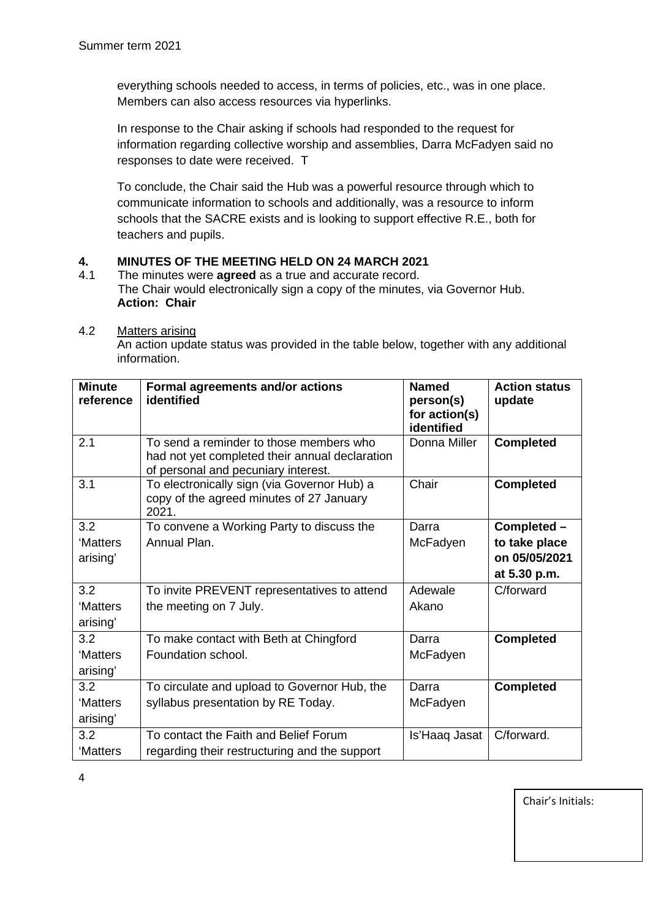everything schools needed to access, in terms of policies, etc., was in one place. Members can also access resources via hyperlinks.

In response to the Chair asking if schools had responded to the request for information regarding collective worship and assemblies, Darra McFadyen said no responses to date were received. T

To conclude, the Chair said the Hub was a powerful resource through which to communicate information to schools and additionally, was a resource to inform schools that the SACRE exists and is looking to support effective R.E., both for teachers and pupils.

## 4. MINUTES OF THE MEETING HELD ON 24 MARCH 2021

4.1 The minutes were **agreed** as a true and accurate record.
The Chair would electronically sign a copy of the minutes, via Governor Hub.
**Action: Chair**

4.2 Matters arising
An action update status was provided in the table below, together with any additional information.

| Minute reference | Formal agreements and/or actions identified | Named person(s) for action(s) identified | Action status update |
|---|---|---|---|
| 2.1 | To send a reminder to those members who had not yet completed their annual declaration of personal and pecuniary interest. | Donna Miller | **Completed** |
| 3.1 | To electronically sign (via Governor Hub) a copy of the agreed minutes of 27 January 2021. | Chair | **Completed** |
| 3.2 'Matters arising' | To convene a Working Party to discuss the Annual Plan. | Darra McFadyen | **Completed – to take place on 05/05/2021 at 5.30 p.m.** |
| 3.2 'Matters arising' | To invite PREVENT representatives to attend the meeting on 7 July. | Adewale Akano | C/forward |
| 3.2 'Matters arising' | To make contact with Beth at Chingford Foundation school. | Darra McFadyen | **Completed** |
| 3.2 'Matters arising' | To circulate and upload to Governor Hub, the syllabus presentation by RE Today. | Darra McFadyen | **Completed** |
| 3.2 'Matters | To contact the Faith and Belief Forum regarding their restructuring and the support | Is'Haaq Jasat | C/forward. |

Chair's Initials: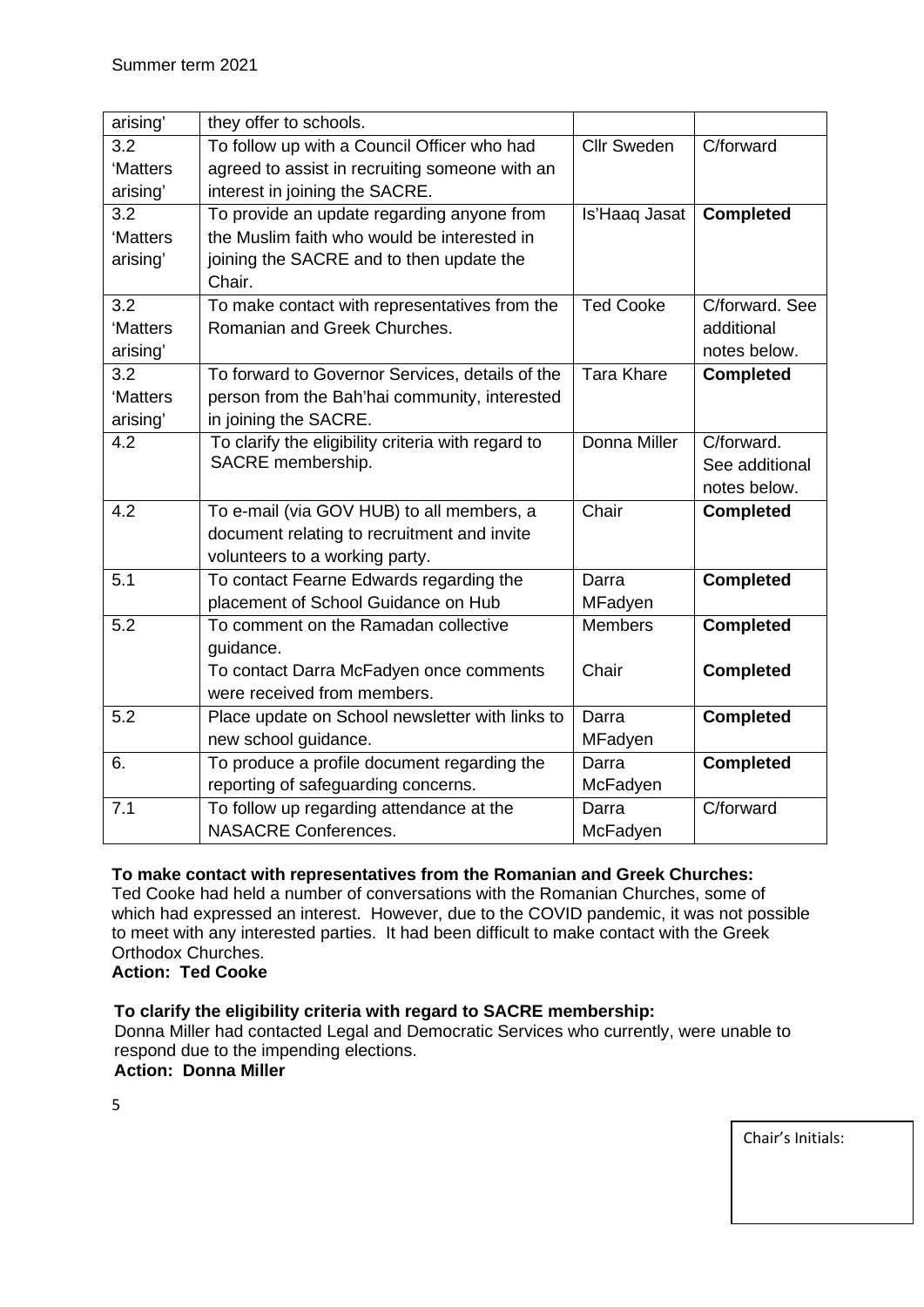| | | | |
|---|---|---|---|
| arising' | they offer to schools. | | |
| 3.2 'Matters arising' | To follow up with a Council Officer who had agreed to assist in recruiting someone with an interest in joining the SACRE. | Cllr Sweden | C/forward |
| 3.2 'Matters arising' | To provide an update regarding anyone from the Muslim faith who would be interested in joining the SACRE and to then update the Chair. | Is'Haaq Jasat | **Completed** |
| 3.2 'Matters arising' | To make contact with representatives from the Romanian and Greek Churches. | Ted Cooke | C/forward. See additional notes below. |
| 3.2 'Matters arising' | To forward to Governor Services, details of the person from the Bah'hai community, interested in joining the SACRE. | Tara Khare | **Completed** |
| 4.2 | To clarify the eligibility criteria with regard to SACRE membership. | Donna Miller | C/forward. See additional notes below. |
| 4.2 | To e-mail (via GOV HUB) to all members, a document relating to recruitment and invite volunteers to a working party. | Chair | **Completed** |
| 5.1 | To contact Fearne Edwards regarding the placement of School Guidance on Hub | Darra MFadyen | **Completed** |
| 5.2 | To comment on the Ramadan collective guidance.<br>To contact Darra McFadyen once comments were received from members. | Members<br><br>Chair | **Completed**<br><br>**Completed** |
| 5.2 | Place update on School newsletter with links to new school guidance. | Darra MFadyen | **Completed** |
| 6. | To produce a profile document regarding the reporting of safeguarding concerns. | Darra McFadyen | **Completed** |
| 7.1 | To follow up regarding attendance at the NASACRE Conferences. | Darra McFadyen | C/forward |

**To make contact with representatives from the Romanian and Greek Churches:**
Ted Cooke had held a number of conversations with the Romanian Churches, some of which had expressed an interest. However, due to the COVID pandemic, it was not possible to meet with any interested parties. It had been difficult to make contact with the Greek Orthodox Churches.
**Action: Ted Cooke**

**To clarify the eligibility criteria with regard to SACRE membership:**
Donna Miller had contacted Legal and Democratic Services who currently, were unable to respond due to the impending elections.
**Action: Donna Miller**

Chair's Initials: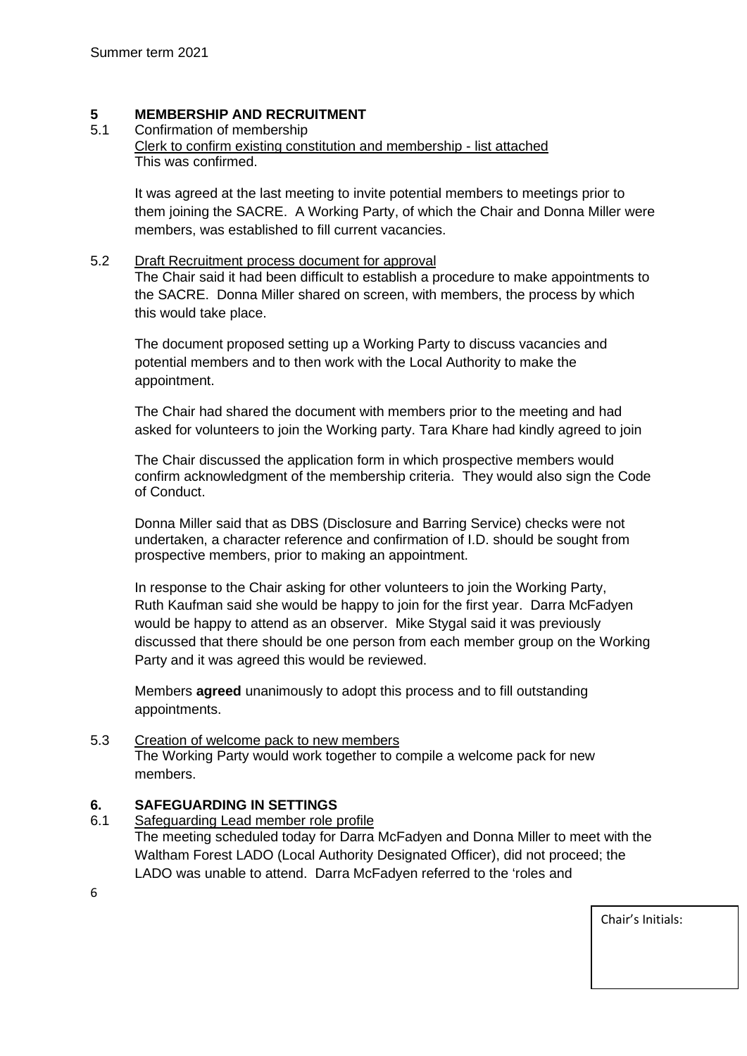## 5 MEMBERSHIP AND RECRUITMENT

5.1 Confirmation of membership

Clerk to confirm existing constitution and membership - list attached

This was confirmed.

It was agreed at the last meeting to invite potential members to meetings prior to them joining the SACRE. A Working Party, of which the Chair and Donna Miller were members, was established to fill current vacancies.

5.2 Draft Recruitment process document for approval

The Chair said it had been difficult to establish a procedure to make appointments to the SACRE. Donna Miller shared on screen, with members, the process by which this would take place.

The document proposed setting up a Working Party to discuss vacancies and potential members and to then work with the Local Authority to make the appointment.

The Chair had shared the document with members prior to the meeting and had asked for volunteers to join the Working party. Tara Khare had kindly agreed to join

The Chair discussed the application form in which prospective members would confirm acknowledgment of the membership criteria. They would also sign the Code of Conduct.

Donna Miller said that as DBS (Disclosure and Barring Service) checks were not undertaken, a character reference and confirmation of I.D. should be sought from prospective members, prior to making an appointment.

In response to the Chair asking for other volunteers to join the Working Party, Ruth Kaufman said she would be happy to join for the first year. Darra McFadyen would be happy to attend as an observer. Mike Stygal said it was previously discussed that there should be one person from each member group on the Working Party and it was agreed this would be reviewed.

Members **agreed** unanimously to adopt this process and to fill outstanding appointments.

5.3 Creation of welcome pack to new members

The Working Party would work together to compile a welcome pack for new members.

## 6. SAFEGUARDING IN SETTINGS

6.1 Safeguarding Lead member role profile

The meeting scheduled today for Darra McFadyen and Donna Miller to meet with the Waltham Forest LADO (Local Authority Designated Officer), did not proceed; the LADO was unable to attend. Darra McFadyen referred to the 'roles and

Chair's Initials: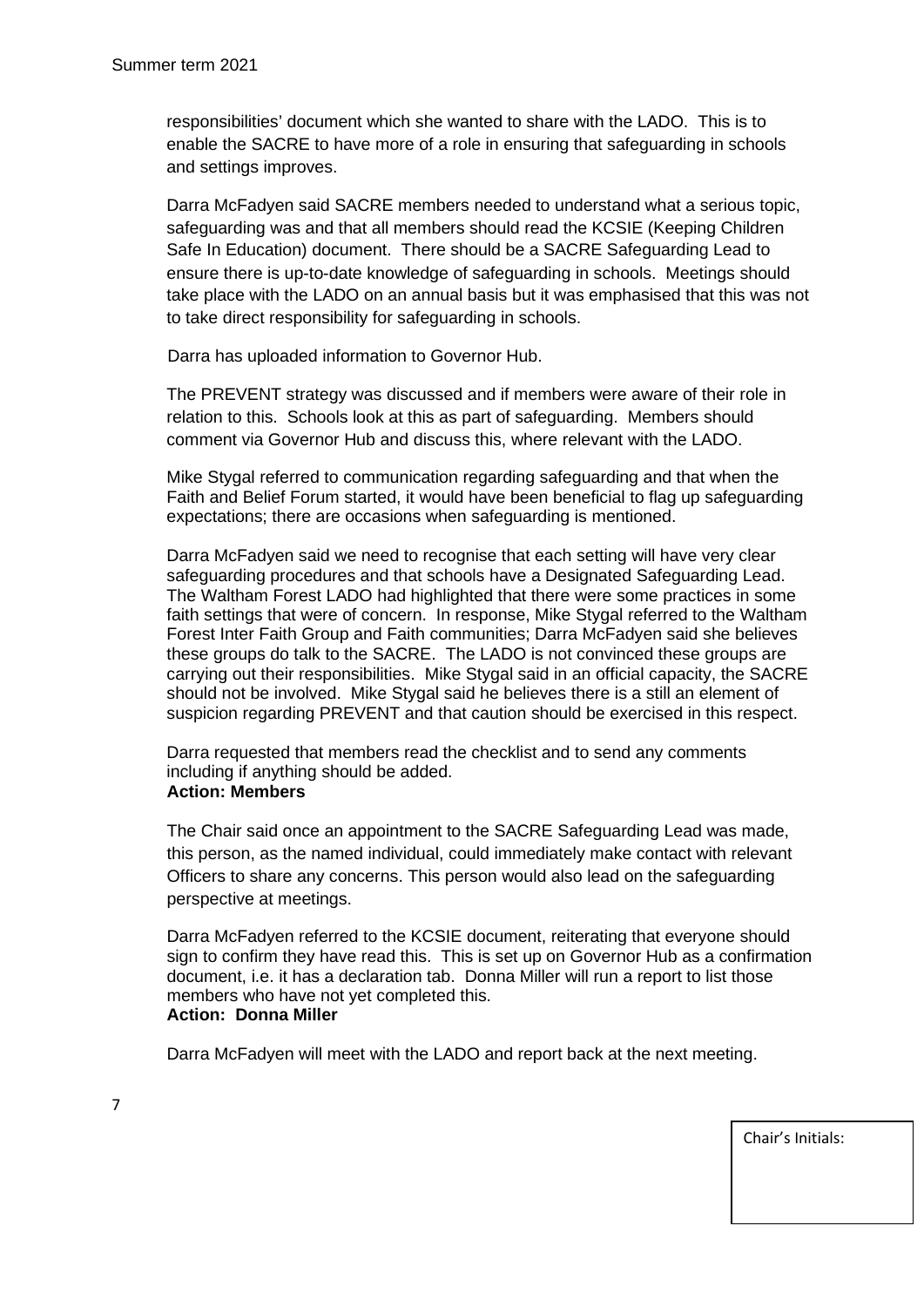responsibilities' document which she wanted to share with the LADO. This is to enable the SACRE to have more of a role in ensuring that safeguarding in schools and settings improves.

Darra McFadyen said SACRE members needed to understand what a serious topic, safeguarding was and that all members should read the KCSIE (Keeping Children Safe In Education) document. There should be a SACRE Safeguarding Lead to ensure there is up-to-date knowledge of safeguarding in schools. Meetings should take place with the LADO on an annual basis but it was emphasised that this was not to take direct responsibility for safeguarding in schools.

Darra has uploaded information to Governor Hub.

The PREVENT strategy was discussed and if members were aware of their role in relation to this. Schools look at this as part of safeguarding. Members should comment via Governor Hub and discuss this, where relevant with the LADO.

Mike Stygal referred to communication regarding safeguarding and that when the Faith and Belief Forum started, it would have been beneficial to flag up safeguarding expectations; there are occasions when safeguarding is mentioned.

Darra McFadyen said we need to recognise that each setting will have very clear safeguarding procedures and that schools have a Designated Safeguarding Lead. The Waltham Forest LADO had highlighted that there were some practices in some faith settings that were of concern. In response, Mike Stygal referred to the Waltham Forest Inter Faith Group and Faith communities; Darra McFadyen said she believes these groups do talk to the SACRE. The LADO is not convinced these groups are carrying out their responsibilities. Mike Stygal said in an official capacity, the SACRE should not be involved. Mike Stygal said he believes there is a still an element of suspicion regarding PREVENT and that caution should be exercised in this respect.

Darra requested that members read the checklist and to send any comments including if anything should be added.
**Action: Members**

The Chair said once an appointment to the SACRE Safeguarding Lead was made, this person, as the named individual, could immediately make contact with relevant Officers to share any concerns. This person would also lead on the safeguarding perspective at meetings.

Darra McFadyen referred to the KCSIE document, reiterating that everyone should sign to confirm they have read this. This is set up on Governor Hub as a confirmation document, i.e. it has a declaration tab. Donna Miller will run a report to list those members who have not yet completed this.
**Action: Donna Miller**

Darra McFadyen will meet with the LADO and report back at the next meeting.

Chair's Initials: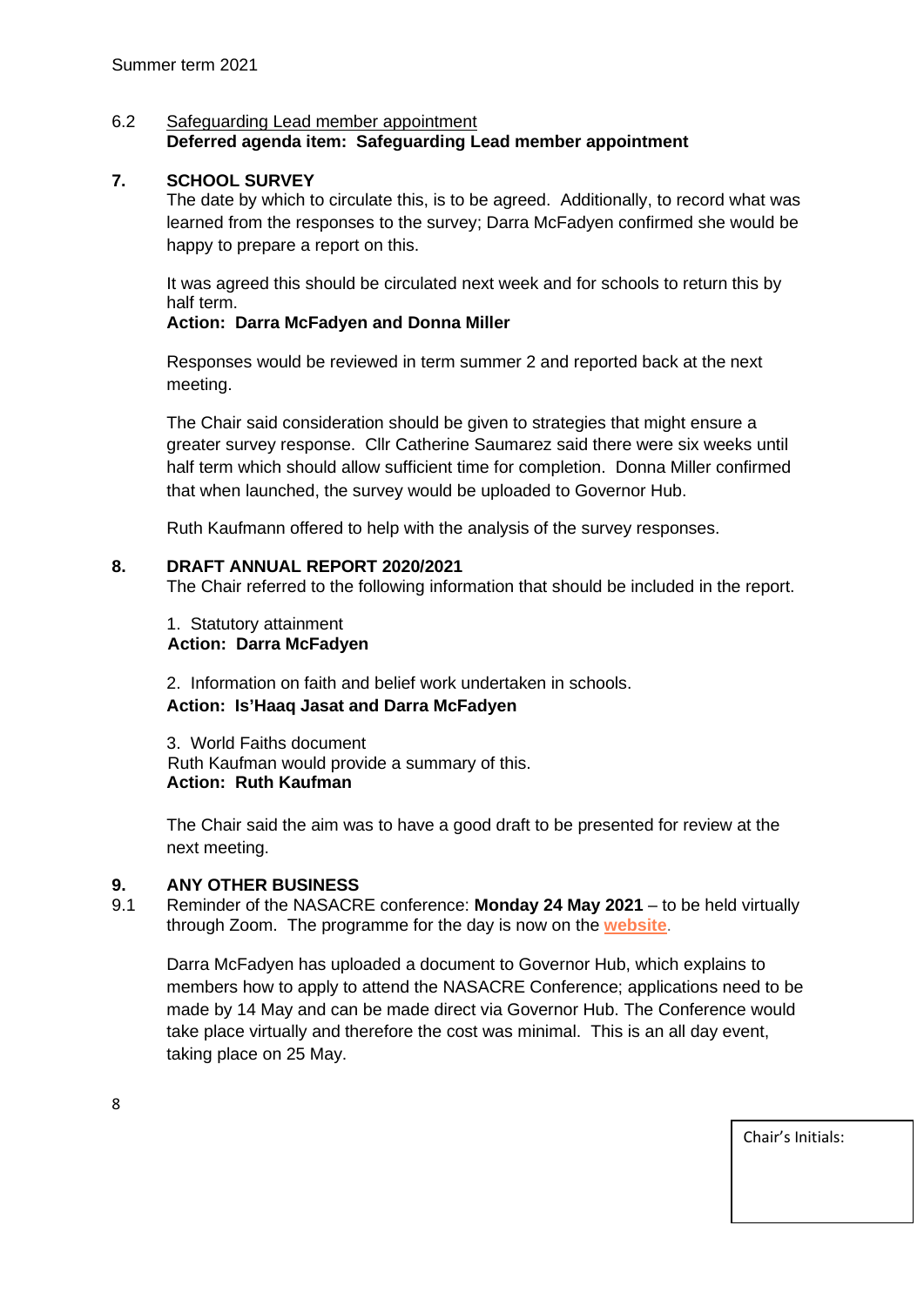6.2 Safeguarding Lead member appointment
**Deferred agenda item: Safeguarding Lead member appointment**

## 7. SCHOOL SURVEY

The date by which to circulate this, is to be agreed. Additionally, to record what was learned from the responses to the survey; Darra McFadyen confirmed she would be happy to prepare a report on this.

It was agreed this should be circulated next week and for schools to return this by half term.
**Action: Darra McFadyen and Donna Miller**

Responses would be reviewed in term summer 2 and reported back at the next meeting.

The Chair said consideration should be given to strategies that might ensure a greater survey response. Cllr Catherine Saumarez said there were six weeks until half term which should allow sufficient time for completion. Donna Miller confirmed that when launched, the survey would be uploaded to Governor Hub.

Ruth Kaufmann offered to help with the analysis of the survey responses.

## 8. DRAFT ANNUAL REPORT 2020/2021

The Chair referred to the following information that should be included in the report.

1. Statutory attainment
**Action: Darra McFadyen**

2. Information on faith and belief work undertaken in schools.
**Action: Is'Haaq Jasat and Darra McFadyen**

3. World Faiths document
Ruth Kaufman would provide a summary of this.
**Action: Ruth Kaufman**

The Chair said the aim was to have a good draft to be presented for review at the next meeting.

## 9. ANY OTHER BUSINESS

9.1 Reminder of the NASACRE conference: **Monday 24 May 2021** – to be held virtually through Zoom. The programme for the day is now on the **website**.

Darra McFadyen has uploaded a document to Governor Hub, which explains to members how to apply to attend the NASACRE Conference; applications need to be made by 14 May and can be made direct via Governor Hub. The Conference would take place virtually and therefore the cost was minimal. This is an all day event, taking place on 25 May.

Chair's Initials: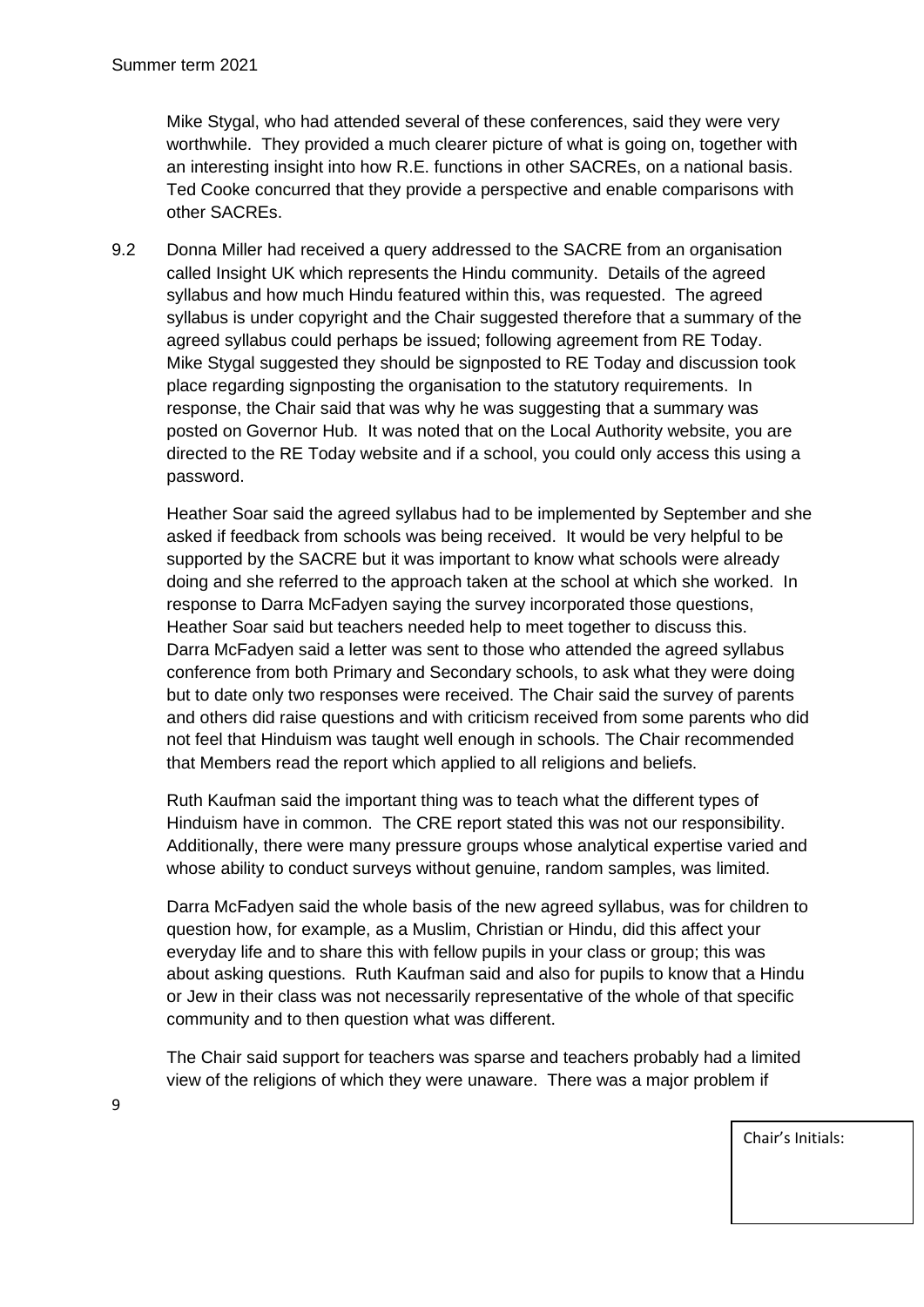Mike Stygal, who had attended several of these conferences, said they were very worthwhile. They provided a much clearer picture of what is going on, together with an interesting insight into how R.E. functions in other SACREs, on a national basis. Ted Cooke concurred that they provide a perspective and enable comparisons with other SACREs.

9.2 Donna Miller had received a query addressed to the SACRE from an organisation called Insight UK which represents the Hindu community. Details of the agreed syllabus and how much Hindu featured within this, was requested. The agreed syllabus is under copyright and the Chair suggested therefore that a summary of the agreed syllabus could perhaps be issued; following agreement from RE Today. Mike Stygal suggested they should be signposted to RE Today and discussion took place regarding signposting the organisation to the statutory requirements. In response, the Chair said that was why he was suggesting that a summary was posted on Governor Hub. It was noted that on the Local Authority website, you are directed to the RE Today website and if a school, you could only access this using a password.

Heather Soar said the agreed syllabus had to be implemented by September and she asked if feedback from schools was being received. It would be very helpful to be supported by the SACRE but it was important to know what schools were already doing and she referred to the approach taken at the school at which she worked. In response to Darra McFadyen saying the survey incorporated those questions, Heather Soar said but teachers needed help to meet together to discuss this. Darra McFadyen said a letter was sent to those who attended the agreed syllabus conference from both Primary and Secondary schools, to ask what they were doing but to date only two responses were received. The Chair said the survey of parents and others did raise questions and with criticism received from some parents who did not feel that Hinduism was taught well enough in schools. The Chair recommended that Members read the report which applied to all religions and beliefs.

Ruth Kaufman said the important thing was to teach what the different types of Hinduism have in common. The CRE report stated this was not our responsibility. Additionally, there were many pressure groups whose analytical expertise varied and whose ability to conduct surveys without genuine, random samples, was limited.

Darra McFadyen said the whole basis of the new agreed syllabus, was for children to question how, for example, as a Muslim, Christian or Hindu, did this affect your everyday life and to share this with fellow pupils in your class or group; this was about asking questions. Ruth Kaufman said and also for pupils to know that a Hindu or Jew in their class was not necessarily representative of the whole of that specific community and to then question what was different.

The Chair said support for teachers was sparse and teachers probably had a limited view of the religions of which they were unaware. There was a major problem if

Chair's Initials: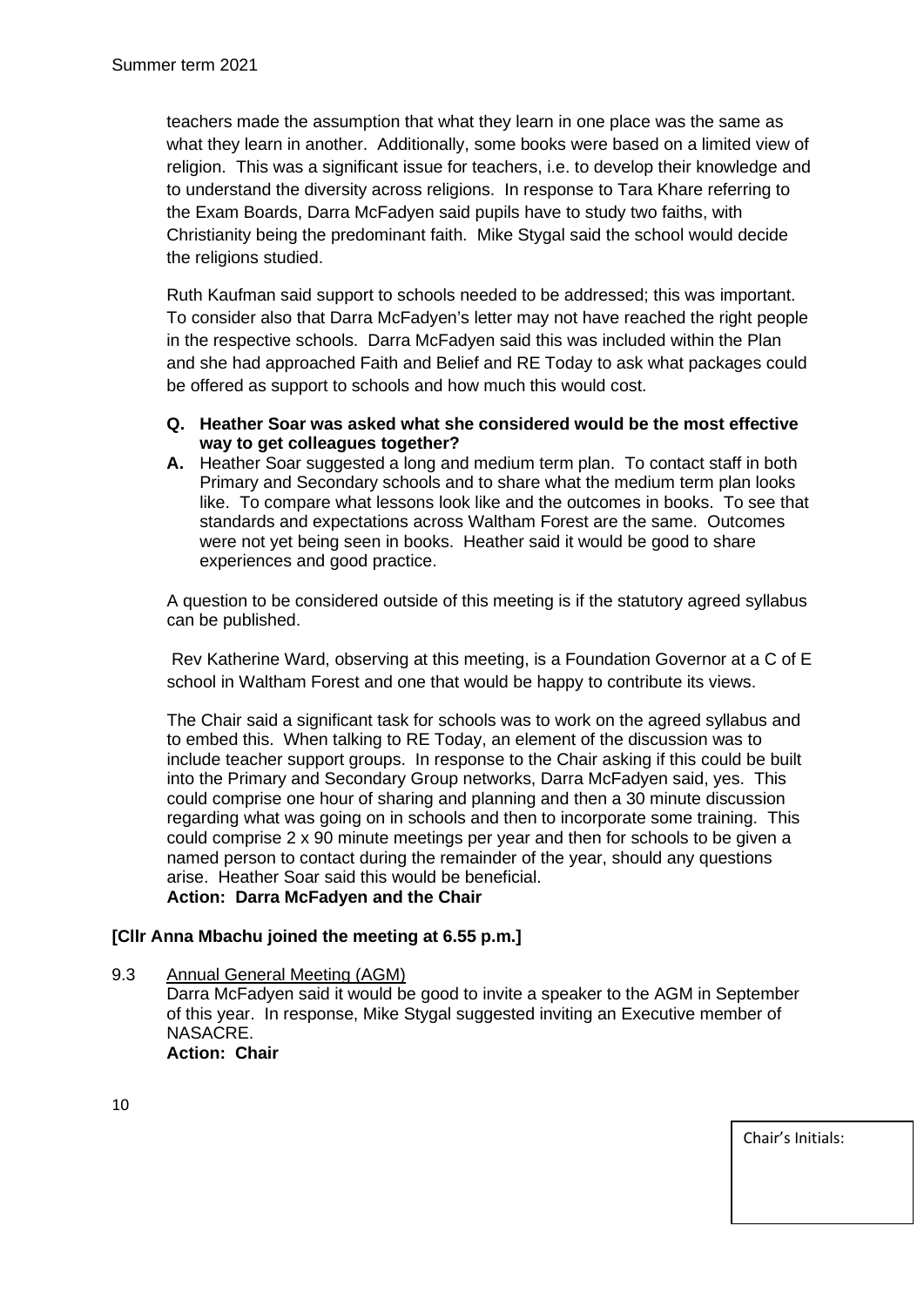teachers made the assumption that what they learn in one place was the same as what they learn in another. Additionally, some books were based on a limited view of religion. This was a significant issue for teachers, i.e. to develop their knowledge and to understand the diversity across religions. In response to Tara Khare referring to the Exam Boards, Darra McFadyen said pupils have to study two faiths, with Christianity being the predominant faith. Mike Stygal said the school would decide the religions studied.

Ruth Kaufman said support to schools needed to be addressed; this was important. To consider also that Darra McFadyen's letter may not have reached the right people in the respective schools. Darra McFadyen said this was included within the Plan and she had approached Faith and Belief and RE Today to ask what packages could be offered as support to schools and how much this would cost.

**Q. Heather Soar was asked what she considered would be the most effective way to get colleagues together?**

**A.** Heather Soar suggested a long and medium term plan. To contact staff in both Primary and Secondary schools and to share what the medium term plan looks like. To compare what lessons look like and the outcomes in books. To see that standards and expectations across Waltham Forest are the same. Outcomes were not yet being seen in books. Heather said it would be good to share experiences and good practice.

A question to be considered outside of this meeting is if the statutory agreed syllabus can be published.

Rev Katherine Ward, observing at this meeting, is a Foundation Governor at a C of E school in Waltham Forest and one that would be happy to contribute its views.

The Chair said a significant task for schools was to work on the agreed syllabus and to embed this. When talking to RE Today, an element of the discussion was to include teacher support groups. In response to the Chair asking if this could be built into the Primary and Secondary Group networks, Darra McFadyen said, yes. This could comprise one hour of sharing and planning and then a 30 minute discussion regarding what was going on in schools and then to incorporate some training. This could comprise 2 x 90 minute meetings per year and then for schools to be given a named person to contact during the remainder of the year, should any questions arise. Heather Soar said this would be beneficial.
**Action: Darra McFadyen and the Chair**

**[Cllr Anna Mbachu joined the meeting at 6.55 p.m.]**

9.3 Annual General Meeting (AGM)
Darra McFadyen said it would be good to invite a speaker to the AGM in September of this year. In response, Mike Stygal suggested inviting an Executive member of NASACRE.
**Action: Chair**

Chair's Initials: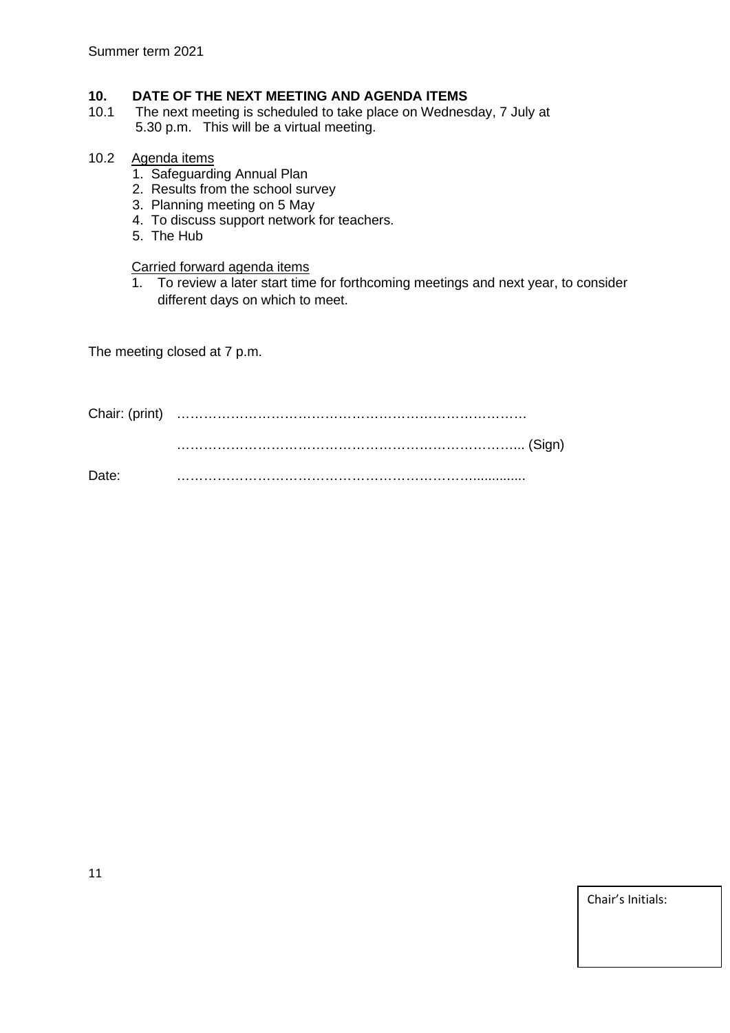## 10. DATE OF THE NEXT MEETING AND AGENDA ITEMS

10.1 The next meeting is scheduled to take place on Wednesday, 7 July at 5.30 p.m. This will be a virtual meeting.

10.2 Agenda items

1. Safeguarding Annual Plan
2. Results from the school survey
3. Planning meeting on 5 May
4. To discuss support network for teachers.
5. The Hub

Carried forward agenda items

1. To review a later start time for forthcoming meetings and next year, to consider different days on which to meet.

The meeting closed at 7 p.m.

Chair: (print) ……………………………………………………………………

……………………………………………………………………... (Sign)

Date: ……………………………………………………………..............

Chair's Initials: